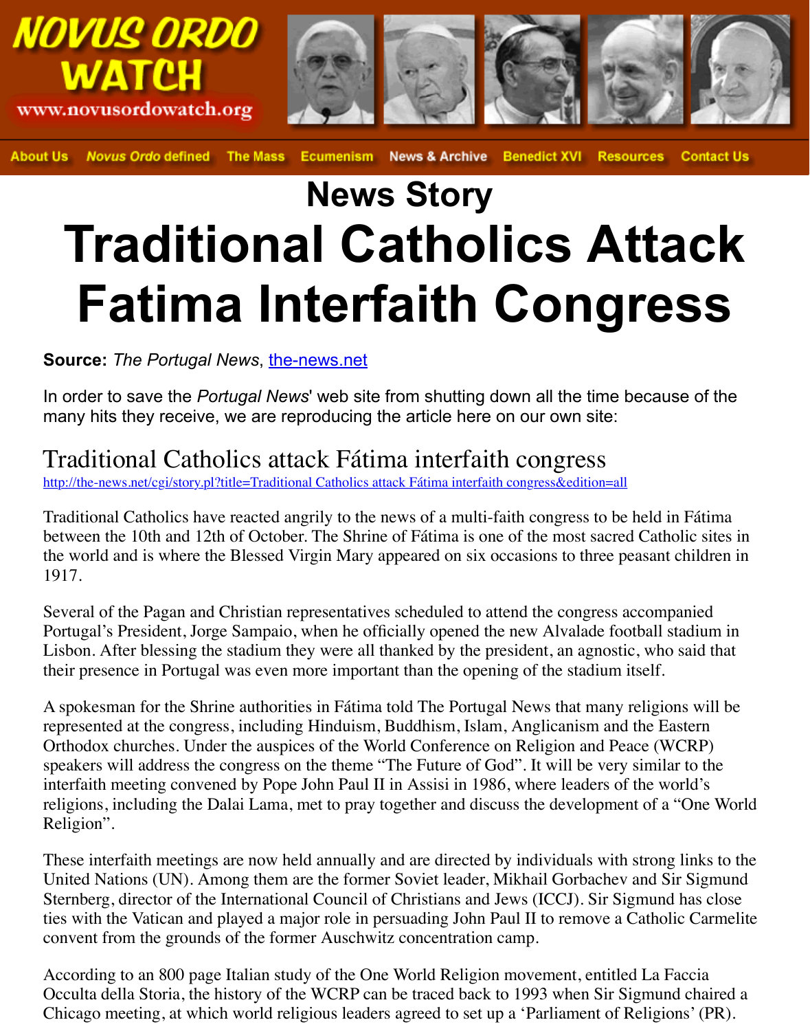NOVUS ORDO WATCH
www.novusordowatch.org

About Us | *Novus Ordo* defined | The Mass | Ecumenism | News & Archive | Benedict XVI | Resources | Contact Us

# News Story

# Traditional Catholics Attack Fatima Interfaith Congress

**Source:** *The Portugal News*, the-news.net

In order to save the *Portugal News*' web site from shutting down all the time because of the many hits they receive, we are reproducing the article here on our own site:

## Traditional Catholics attack Fátima interfaith congress

http://the-news.net/cgi/story.pl?title=Traditional Catholics attack Fátima interfaith congress&edition=all

Traditional Catholics have reacted angrily to the news of a multi-faith congress to be held in Fátima between the 10th and 12th of October. The Shrine of Fátima is one of the most sacred Catholic sites in the world and is where the Blessed Virgin Mary appeared on six occasions to three peasant children in 1917.

Several of the Pagan and Christian representatives scheduled to attend the congress accompanied Portugal's President, Jorge Sampaio, when he officially opened the new Alvalade football stadium in Lisbon. After blessing the stadium they were all thanked by the president, an agnostic, who said that their presence in Portugal was even more important than the opening of the stadium itself.

A spokesman for the Shrine authorities in Fátima told The Portugal News that many religions will be represented at the congress, including Hinduism, Buddhism, Islam, Anglicanism and the Eastern Orthodox churches. Under the auspices of the World Conference on Religion and Peace (WCRP) speakers will address the congress on the theme "The Future of God". It will be very similar to the interfaith meeting convened by Pope John Paul II in Assisi in 1986, where leaders of the world's religions, including the Dalai Lama, met to pray together and discuss the development of a "One World Religion".

These interfaith meetings are now held annually and are directed by individuals with strong links to the United Nations (UN). Among them are the former Soviet leader, Mikhail Gorbachev and Sir Sigmund Sternberg, director of the International Council of Christians and Jews (ICCJ). Sir Sigmund has close ties with the Vatican and played a major role in persuading John Paul II to remove a Catholic Carmelite convent from the grounds of the former Auschwitz concentration camp.

According to an 800 page Italian study of the One World Religion movement, entitled La Faccia Occulta della Storia, the history of the WCRP can be traced back to 1993 when Sir Sigmund chaired a Chicago meeting, at which world religious leaders agreed to set up a 'Parliament of Religions' (PR).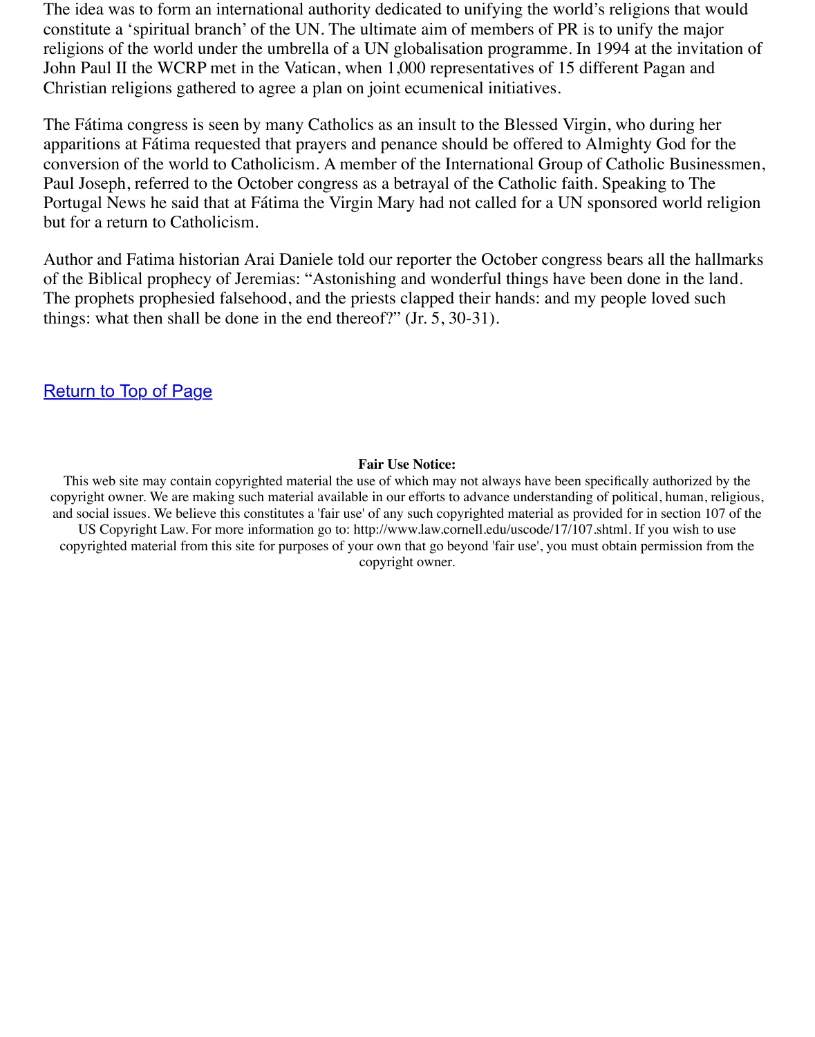The idea was to form an international authority dedicated to unifying the world's religions that would constitute a 'spiritual branch' of the UN. The ultimate aim of members of PR is to unify the major religions of the world under the umbrella of a UN globalisation programme. In 1994 at the invitation of John Paul II the WCRP met in the Vatican, when 1,000 representatives of 15 different Pagan and Christian religions gathered to agree a plan on joint ecumenical initiatives.

The Fátima congress is seen by many Catholics as an insult to the Blessed Virgin, who during her apparitions at Fátima requested that prayers and penance should be offered to Almighty God for the conversion of the world to Catholicism. A member of the International Group of Catholic Businessmen, Paul Joseph, referred to the October congress as a betrayal of the Catholic faith. Speaking to The Portugal News he said that at Fátima the Virgin Mary had not called for a UN sponsored world religion but for a return to Catholicism.

Author and Fatima historian Arai Daniele told our reporter the October congress bears all the hallmarks of the Biblical prophecy of Jeremias: "Astonishing and wonderful things have been done in the land. The prophets prophesied falsehood, and the priests clapped their hands: and my people loved such things: what then shall be done in the end thereof?" (Jr. 5, 30-31).

Return to Top of Page

**Fair Use Notice:**

This web site may contain copyrighted material the use of which may not always have been specifically authorized by the copyright owner. We are making such material available in our efforts to advance understanding of political, human, religious, and social issues. We believe this constitutes a 'fair use' of any such copyrighted material as provided for in section 107 of the US Copyright Law. For more information go to: http://www.law.cornell.edu/uscode/17/107.shtml. If you wish to use copyrighted material from this site for purposes of your own that go beyond 'fair use', you must obtain permission from the copyright owner.